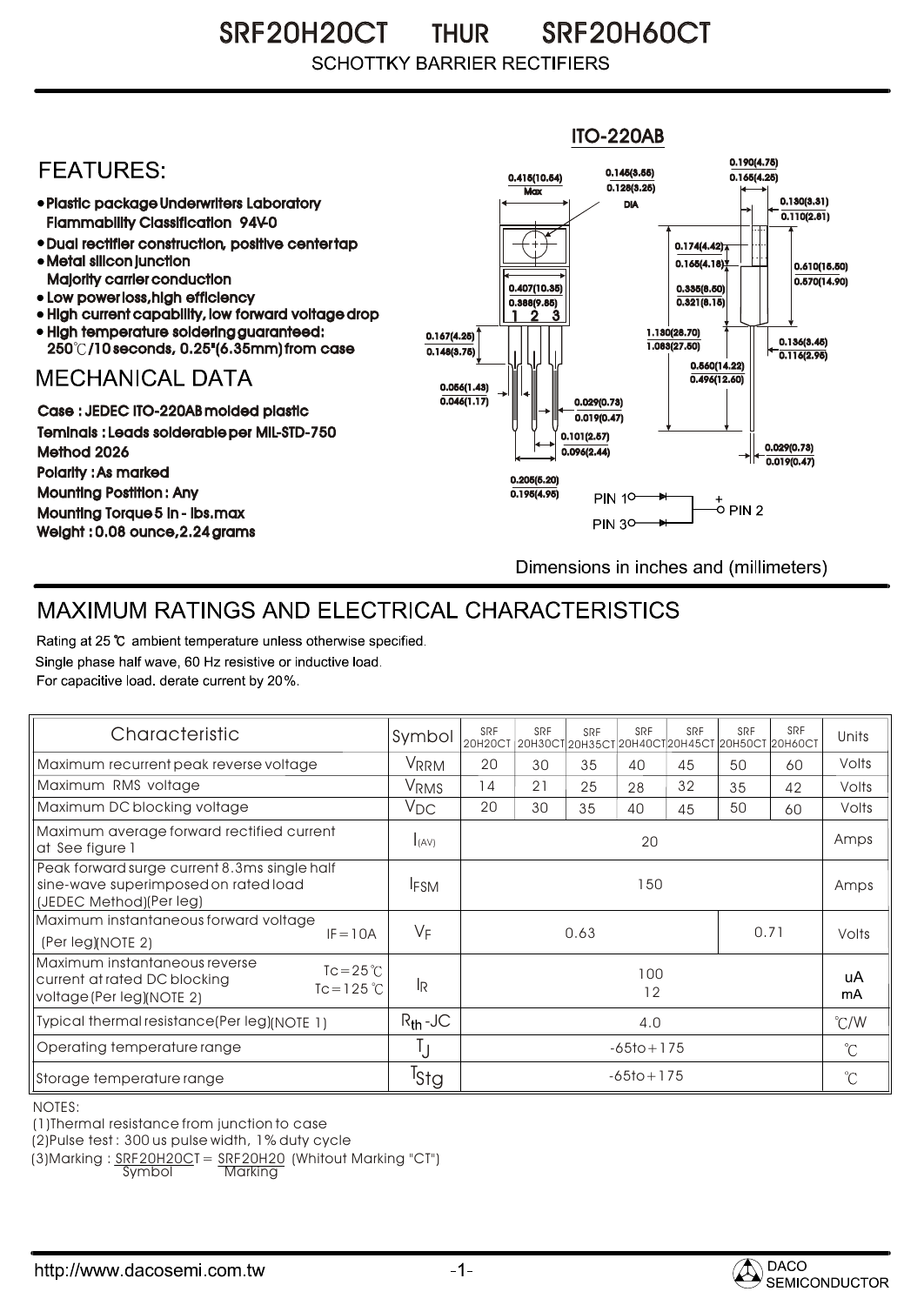# SRF20H20CT THUR SRF20H60CT

SCHOTTKY BARRIER RECTIFIERS

ITO-220AB

## FEATURES:

- Plastic package Underwriters Laboratory Flammability Classification 94V-0
- Dual rectifier construction, positive center tap
- Metal silicon junction Majority carrier conduction
- Low power loss, high efficiency
- High current capability, low forward voltage drop
- High temperature soldering guaranteed: 250℃/10 seconds, 0.25"(6.35mm) from case

## MECHANICAL DATA

Case : JEDEC ITO-220AB molded plastic

Teminals : Leads solderable per MIL-STD-750 Method 2026

Polarity : As marked

Mounting Postition : Any

Mounting Torque 5 in - lbs.max

Weight : 0.08 ounce, 2.24 grams

Dimensions in inches and (millimeters)

## MAXIMUM RATINGS AND ELECTRICAL CHARACTERISTICS

Rating at 25 ℃ ambient temperature unless otherwise specified.

Single phase half wave, 60 Hz resistive or inductive load.

For capacitive load. derate current by 20%.

| Characteristic | Symbol | SRF 20H20CT | SRF 20H30CT | SRF 20H35CT | SRF 20H40CT | SRF 20H45CT | SRF 20H50CT | SRF 20H60CT | Units |
|---|---|---|---|---|---|---|---|---|---|
| Maximum recurrent peak reverse voltage | $V_{RRM}$ | 20 | 30 | 35 | 40 | 45 | 50 | 60 | Volts |
| Maximum RMS voltage | $V_{RMS}$ | 14 | 21 | 25 | 28 | 32 | 35 | 42 | Volts |
| Maximum DC blocking voltage | $V_{DC}$ | 20 | 30 | 35 | 40 | 45 | 50 | 60 | Volts |
| Maximum average forward rectified current at See figure 1 | $I_{(AV)}$ | 20 | | | | | | | Amps |
| Peak forward surge current 8.3ms single half sine-wave superimposed on rated load (JEDEC Method)(Per leg) | $I_{FSM}$ | 150 | | | | | | | Amps |
| Maximum instantaneous forward voltage (Per leg)(NOTE 2) $I_F$=10A | $V_F$ | 0.63 | | | | | 0.71 | | Volts |
| Maximum instantaneous reverse current at rated DC blocking voltage (Per leg)(NOTE 2) Tc=25℃ / Tc=125℃ | $I_R$ | 100 / 12 | | | | | | | uA / mA |
| Typical thermal resistance(Per leg)(NOTE 1) | $R_{th}$-JC | 4.0 | | | | | | | ℃/W |
| Operating temperature range | $T_J$ | -65to+175 | | | | | | | ℃ |
| Storage temperature range | $T_{Stg}$ | -65to+175 | | | | | | | ℃ |

NOTES:

(1)Thermal resistance from junction to case

(2)Pulse test : 300 us pulse width, 1% duty cycle

(3)Marking : SRF20H20CT = SRF20H20 (Whitout Marking "CT") (Symbol = Marking)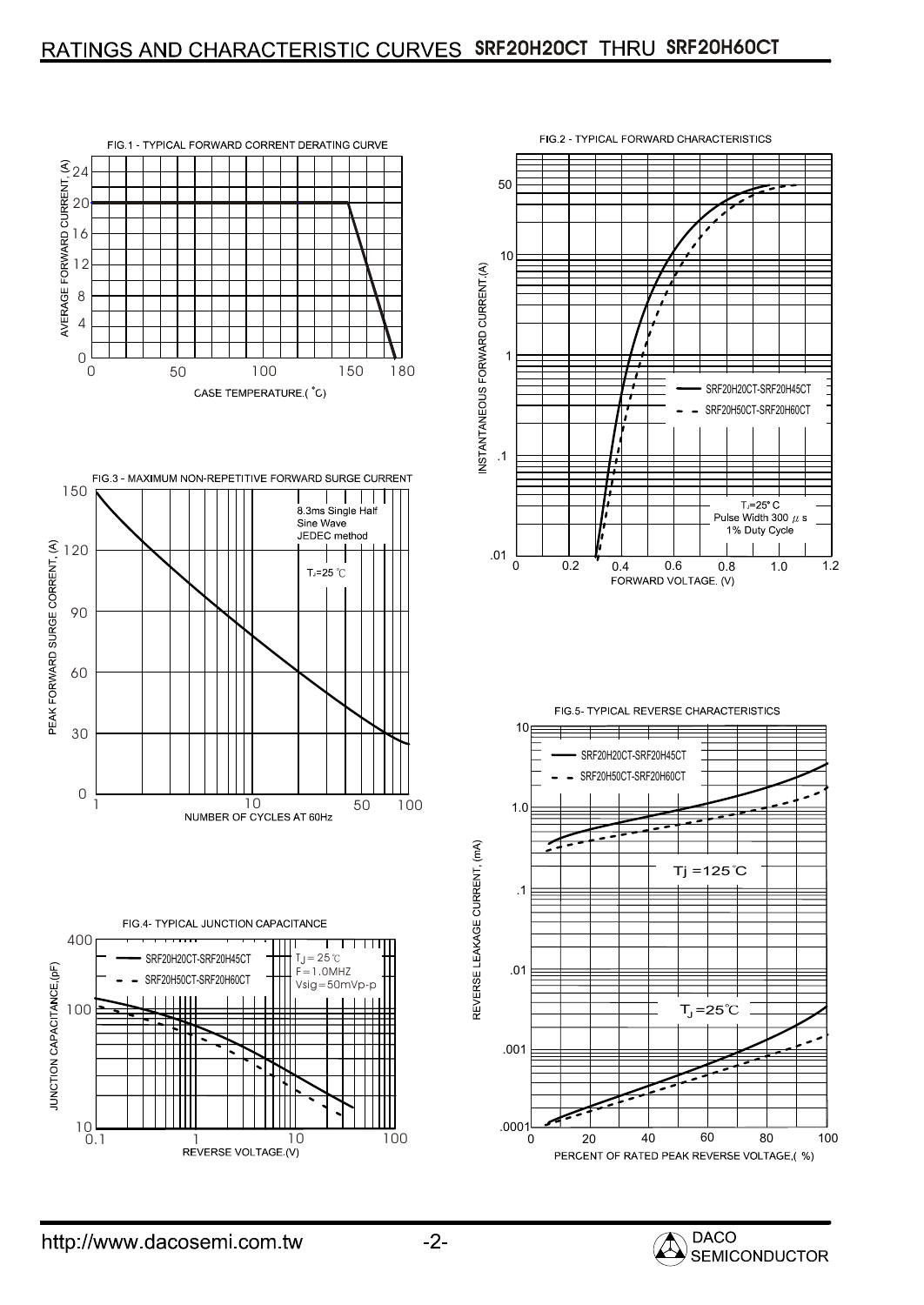# RATINGS AND CHARACTERISTIC CURVES SRF20H20CT THRU SRF20H60CT

FIG.1 - TYPICAL FORWARD CORRENT DERATING CURVE

AVERAGE FORWARD CURRENT, (A)

24
20
16
12
8
4
0

0 50 100 150 180

CASE TEMPERATURE.( °C)

FIG.2 - TYPICAL FORWARD CHARACTERISTICS

INSTANTANEOUS FORWARD CURRENT,(A)

50
10
1
.1
.01

0 0.2 0.4 0.6 0.8 1.0 1.2

FORWARD VOLTAGE. (V)

SRF20H20CT-SRF20H45CT

SRF20H50CT-SRF20H60CT

$T_J$=25° C
Pulse Width 300 μ s
1% Duty Cycle

FIG.3 - MAXIMUM NON-REPETITIVE FORWARD SURGE CURRENT

PEAK FORWARD SURGE CORRENT, (A)

150
120
90
60
30
0

1 10 50 100

NUMBER OF CYCLES AT 60Hz

8.3ms Single Half
Sine Wave
JEDEC method

$T_J$=25 ℃

FIG.4- TYPICAL JUNCTION CAPACITANCE

JUNCTION CAPACITANCE,(pF)

400
100
10

0.1 1 10 100

REVERSE VOLTAGE.(V)

SRF20H20CT-SRF20H45CT

SRF20H50CT-SRF20H60CT

$T_J$= 25℃
F=1.0MHZ
Vsig=50mVp-p

FIG.5- TYPICAL REVERSE CHARACTERISTICS

REVERSE LEAKAGE CURRENT, (mA)

10
1.0
.1
.01
.001
.0001

0 20 40 60 80 100

PERCENT OF RATED PEAK REVERSE VOLTAGE,( %)

SRF20H20CT-SRF20H45CT

SRF20H50CT-SRF20H60CT

Tj =125℃

$T_J$ =25℃